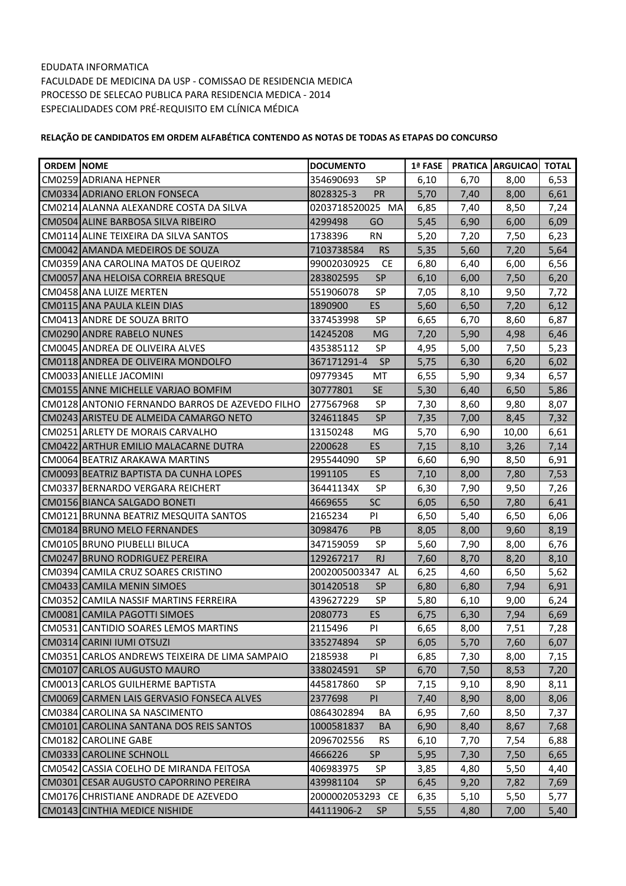EDUDATA INFORMATICA
FACULDADE DE MEDICINA DA USP - COMISSAO DE RESIDENCIA MEDICA
PROCESSO DE SELECAO PUBLICA PARA RESIDENCIA MEDICA - 2014
ESPECIALIDADES COM PRÉ-REQUISITO EM CLÍNICA MÉDICA

**RELAÇÃO DE CANDIDATOS EM ORDEM ALFABÉTICA CONTENDO AS NOTAS DE TODAS AS ETAPAS DO CONCURSO**

| ORDEM | NOME | DOCUMENTO | 1ª FASE | PRATICA | ARGUICAO | TOTAL |
|---|---|---|---|---|---|---|
| CM0259 | ADRIANA HEPNER | 354690693 SP | 6,10 | 6,70 | 8,00 | 6,53 |
| CM0334 | ADRIANO ERLON FONSECA | 8028325-3 PR | 5,70 | 7,40 | 8,00 | 6,61 |
| CM0214 | ALANNA ALEXANDRE COSTA DA SILVA | 0203718520025 MA | 6,85 | 7,40 | 8,50 | 7,24 |
| CM0504 | ALINE BARBOSA SILVA RIBEIRO | 4299498 GO | 5,45 | 6,90 | 6,00 | 6,09 |
| CM0114 | ALINE TEIXEIRA DA SILVA SANTOS | 1738396 RN | 5,20 | 7,20 | 7,50 | 6,23 |
| CM0042 | AMANDA MEDEIROS DE SOUZA | 7103738584 RS | 5,35 | 5,60 | 7,20 | 5,64 |
| CM0359 | ANA CAROLINA MATOS DE QUEIROZ | 99002030925 CE | 6,80 | 6,40 | 6,00 | 6,56 |
| CM0057 | ANA HELOISA CORREIA BRESQUE | 283802595 SP | 6,10 | 6,00 | 7,50 | 6,20 |
| CM0458 | ANA LUIZE MERTEN | 551906078 SP | 7,05 | 8,10 | 9,50 | 7,72 |
| CM0115 | ANA PAULA KLEIN DIAS | 1890900 ES | 5,60 | 6,50 | 7,20 | 6,12 |
| CM0413 | ANDRE DE SOUZA BRITO | 337453998 SP | 6,65 | 6,70 | 8,60 | 6,87 |
| CM0290 | ANDRE RABELO NUNES | 14245208 MG | 7,20 | 5,90 | 4,98 | 6,46 |
| CM0045 | ANDREA DE OLIVEIRA ALVES | 435385112 SP | 4,95 | 5,00 | 7,50 | 5,23 |
| CM0118 | ANDREA DE OLIVEIRA MONDOLFO | 367171291-4 SP | 5,75 | 6,30 | 6,20 | 6,02 |
| CM0033 | ANIELLE JACOMINI | 09779345 MT | 6,55 | 5,90 | 9,34 | 6,57 |
| CM0155 | ANNE MICHELLE VARJAO BOMFIM | 30777801 SE | 5,30 | 6,40 | 6,50 | 5,86 |
| CM0128 | ANTONIO FERNANDO BARROS DE AZEVEDO FILHO | 277567968 SP | 7,30 | 8,60 | 9,80 | 8,07 |
| CM0243 | ARISTEU DE ALMEIDA CAMARGO NETO | 324611845 SP | 7,35 | 7,00 | 8,45 | 7,32 |
| CM0251 | ARLETY DE MORAIS CARVALHO | 13150248 MG | 5,70 | 6,90 | 10,00 | 6,61 |
| CM0422 | ARTHUR EMILIO MALACARNE DUTRA | 2200628 ES | 7,15 | 8,10 | 3,26 | 7,14 |
| CM0064 | BEATRIZ ARAKAWA MARTINS | 295544090 SP | 6,60 | 6,90 | 8,50 | 6,91 |
| CM0093 | BEATRIZ BAPTISTA DA CUNHA LOPES | 1991105 ES | 7,10 | 8,00 | 7,80 | 7,53 |
| CM0337 | BERNARDO VERGARA REICHERT | 36441134X SP | 6,30 | 7,90 | 9,50 | 7,26 |
| CM0156 | BIANCA SALGADO BONETI | 4669655 SC | 6,05 | 6,50 | 7,80 | 6,41 |
| CM0121 | BRUNNA BEATRIZ MESQUITA SANTOS | 2165234 PI | 6,50 | 5,40 | 6,50 | 6,06 |
| CM0184 | BRUNO MELO FERNANDES | 3098476 PB | 8,05 | 8,00 | 9,60 | 8,19 |
| CM0105 | BRUNO PIUBELLI BILUCA | 347159059 SP | 5,60 | 7,90 | 8,00 | 6,76 |
| CM0247 | BRUNO RODRIGUEZ PEREIRA | 129267217 RJ | 7,60 | 8,70 | 8,20 | 8,10 |
| CM0394 | CAMILA CRUZ SOARES CRISTINO | 2002005003347 AL | 6,25 | 4,60 | 6,50 | 5,62 |
| CM0433 | CAMILA MENIN SIMOES | 301420518 SP | 6,80 | 6,80 | 7,94 | 6,91 |
| CM0352 | CAMILA NASSIF MARTINS FERREIRA | 439627229 SP | 5,80 | 6,10 | 9,00 | 6,24 |
| CM0081 | CAMILA PAGOTTI SIMOES | 2080773 ES | 6,75 | 6,30 | 7,94 | 6,69 |
| CM0531 | CANTIDIO SOARES LEMOS MARTINS | 2115496 PI | 6,65 | 8,00 | 7,51 | 7,28 |
| CM0314 | CARINI IUMI OTSUZI | 335274894 SP | 6,05 | 5,70 | 7,60 | 6,07 |
| CM0351 | CARLOS ANDREWS TEIXEIRA DE LIMA SAMPAIO | 2185938 PI | 6,85 | 7,30 | 8,00 | 7,15 |
| CM0107 | CARLOS AUGUSTO MAURO | 338024591 SP | 6,70 | 7,50 | 8,53 | 7,20 |
| CM0013 | CARLOS GUILHERME BAPTISTA | 445817860 SP | 7,15 | 9,10 | 8,90 | 8,11 |
| CM0069 | CARMEN LAIS GERVASIO FONSECA ALVES | 2377698 PI | 7,40 | 8,90 | 8,00 | 8,06 |
| CM0384 | CAROLINA SA NASCIMENTO | 0864302894 BA | 6,95 | 7,60 | 8,50 | 7,37 |
| CM0101 | CAROLINA SANTANA DOS REIS SANTOS | 1000581837 BA | 6,90 | 8,40 | 8,67 | 7,68 |
| CM0182 | CAROLINE GABE | 2096702556 RS | 6,10 | 7,70 | 7,54 | 6,88 |
| CM0333 | CAROLINE SCHNOLL | 4666226 SP | 5,95 | 7,30 | 7,50 | 6,65 |
| CM0542 | CASSIA COELHO DE MIRANDA FEITOSA | 406983975 SP | 3,85 | 4,80 | 5,50 | 4,40 |
| CM0301 | CESAR AUGUSTO CAPORRINO PEREIRA | 439981104 SP | 6,45 | 9,20 | 7,82 | 7,69 |
| CM0176 | CHRISTIANE ANDRADE DE AZEVEDO | 2000002053293 CE | 6,35 | 5,10 | 5,50 | 5,77 |
| CM0143 | CINTHIA MEDICE NISHIDE | 44111906-2 SP | 5,55 | 4,80 | 7,00 | 5,40 |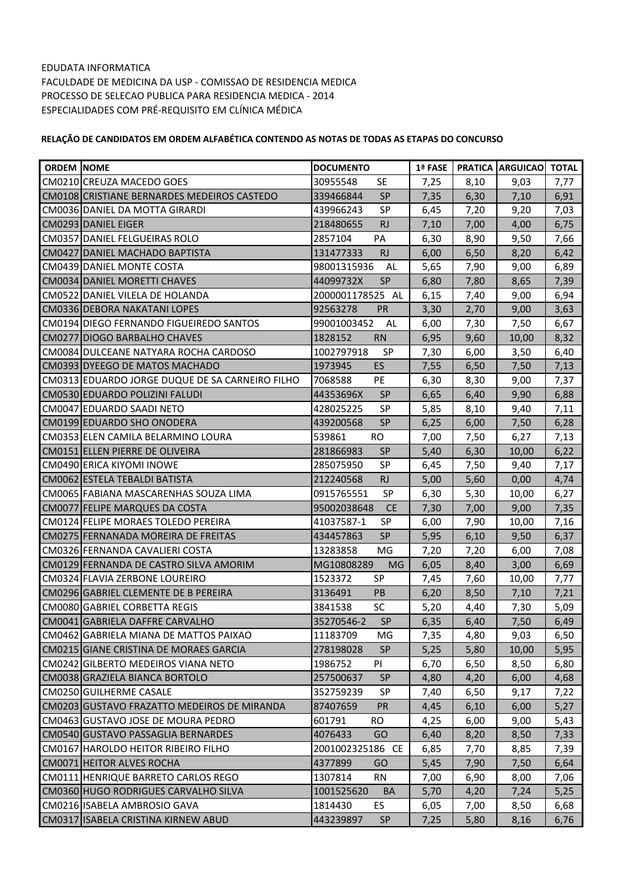EDUDATA INFORMATICA
FACULDADE DE MEDICINA DA USP - COMISSAO DE RESIDENCIA MEDICA
PROCESSO DE SELECAO PUBLICA PARA RESIDENCIA MEDICA - 2014
ESPECIALIDADES COM PRÉ-REQUISITO EM CLÍNICA MÉDICA

**RELAÇÃO DE CANDIDATOS EM ORDEM ALFABÉTICA CONTENDO AS NOTAS DE TODAS AS ETAPAS DO CONCURSO**

| ORDEM | NOME | DOCUMENTO | 1ª FASE | PRATICA | ARGUICAO | TOTAL |
|---|---|---|---|---|---|---|
| CM0210 | CREUZA MACEDO GOES | 30955548 SE | 7,25 | 8,10 | 9,03 | 7,77 |
| CM0108 | CRISTIANE BERNARDES MEDEIROS CASTEDO | 339466844 SP | 7,35 | 6,30 | 7,10 | 6,91 |
| CM0036 | DANIEL DA MOTTA GIRARDI | 439966243 SP | 6,45 | 7,20 | 9,20 | 7,03 |
| CM0293 | DANIEL EIGER | 218480655 RJ | 7,10 | 7,00 | 4,00 | 6,75 |
| CM0357 | DANIEL FELGUEIRAS ROLO | 2857104 PA | 6,30 | 8,90 | 9,50 | 7,66 |
| CM0427 | DANIEL MACHADO BAPTISTA | 131477333 RJ | 6,00 | 6,50 | 8,20 | 6,42 |
| CM0439 | DANIEL MONTE COSTA | 98001315936 AL | 5,65 | 7,90 | 9,00 | 6,89 |
| CM0034 | DANIEL MORETTI CHAVES | 44099732X SP | 6,80 | 7,80 | 8,65 | 7,39 |
| CM0522 | DANIEL VILELA DE HOLANDA | 2000001178525 AL | 6,15 | 7,40 | 9,00 | 6,94 |
| CM0336 | DEBORA NAKATANI LOPES | 92563278 PR | 3,30 | 2,70 | 9,00 | 3,63 |
| CM0194 | DIEGO FERNANDO FIGUEIREDO SANTOS | 99001003452 AL | 6,00 | 7,30 | 7,50 | 6,67 |
| CM0277 | DIOGO BARBALHO CHAVES | 1828152 RN | 6,95 | 9,60 | 10,00 | 8,32 |
| CM0084 | DULCEANE NATYARA ROCHA CARDOSO | 1002797918 SP | 7,30 | 6,00 | 3,50 | 6,40 |
| CM0393 | DYEEGO DE MATOS MACHADO | 1973945 ES | 7,55 | 6,50 | 7,50 | 7,13 |
| CM0313 | EDUARDO JORGE DUQUE DE SA CARNEIRO FILHO | 7068588 PE | 6,30 | 8,30 | 9,00 | 7,37 |
| CM0530 | EDUARDO POLIZINI FALUDI | 44353696X SP | 6,65 | 6,40 | 9,90 | 6,88 |
| CM0047 | EDUARDO SAADI NETO | 428025225 SP | 5,85 | 8,10 | 9,40 | 7,11 |
| CM0199 | EDUARDO SHO ONODERA | 439200568 SP | 6,25 | 6,00 | 7,50 | 6,28 |
| CM0353 | ELEN CAMILA BELARMINO LOURA | 539861 RO | 7,00 | 7,50 | 6,27 | 7,13 |
| CM0151 | ELLEN PIERRE DE OLIVEIRA | 281866983 SP | 5,40 | 6,30 | 10,00 | 6,22 |
| CM0490 | ERICA KIYOMI INOWE | 285075950 SP | 6,45 | 7,50 | 9,40 | 7,17 |
| CM0062 | ESTELA TEBALDI BATISTA | 212240568 RJ | 5,00 | 5,60 | 0,00 | 4,74 |
| CM0065 | FABIANA MASCARENHAS SOUZA LIMA | 0915765551 SP | 6,30 | 5,30 | 10,00 | 6,27 |
| CM0077 | FELIPE MARQUES DA COSTA | 95002038648 CE | 7,30 | 7,00 | 9,00 | 7,35 |
| CM0124 | FELIPE MORAES TOLEDO PEREIRA | 41037587-1 SP | 6,00 | 7,90 | 10,00 | 7,16 |
| CM0275 | FERNANADA MOREIRA DE FREITAS | 434457863 SP | 5,95 | 6,10 | 9,50 | 6,37 |
| CM0326 | FERNANDA CAVALIERI COSTA | 13283858 MG | 7,20 | 7,20 | 6,00 | 7,08 |
| CM0129 | FERNANDA DE CASTRO SILVA AMORIM | MG10808289 MG | 6,05 | 8,40 | 3,00 | 6,69 |
| CM0324 | FLAVIA ZERBONE LOUREIRO | 1523372 SP | 7,45 | 7,60 | 10,00 | 7,77 |
| CM0296 | GABRIEL CLEMENTE DE B PEREIRA | 3136491 PB | 6,20 | 8,50 | 7,10 | 7,21 |
| CM0080 | GABRIEL CORBETTA REGIS | 3841538 SC | 5,20 | 4,40 | 7,30 | 5,09 |
| CM0041 | GABRIELA DAFFRE CARVALHO | 35270546-2 SP | 6,35 | 6,40 | 7,50 | 6,49 |
| CM0462 | GABRIELA MIANA DE MATTOS PAIXAO | 11183709 MG | 7,35 | 4,80 | 9,03 | 6,50 |
| CM0215 | GIANE CRISTINA DE MORAES GARCIA | 278198028 SP | 5,25 | 5,80 | 10,00 | 5,95 |
| CM0242 | GILBERTO MEDEIROS VIANA NETO | 1986752 PI | 6,70 | 6,50 | 8,50 | 6,80 |
| CM0038 | GRAZIELA BIANCA BORTOLO | 257500637 SP | 4,80 | 4,20 | 6,00 | 4,68 |
| CM0250 | GUILHERME CASALE | 352759239 SP | 7,40 | 6,50 | 9,17 | 7,22 |
| CM0203 | GUSTAVO FRAZATTO MEDEIROS DE MIRANDA | 87407659 PR | 4,45 | 6,10 | 6,00 | 5,27 |
| CM0463 | GUSTAVO JOSE DE MOURA PEDRO | 601791 RO | 4,25 | 6,00 | 9,00 | 5,43 |
| CM0540 | GUSTAVO PASSAGLIA BERNARDES | 4076433 GO | 6,40 | 8,20 | 8,50 | 7,33 |
| CM0167 | HAROLDO HEITOR RIBEIRO FILHO | 2001002325186 CE | 6,85 | 7,70 | 8,85 | 7,39 |
| CM0071 | HEITOR ALVES ROCHA | 4377899 GO | 5,45 | 7,90 | 7,50 | 6,64 |
| CM0111 | HENRIQUE BARRETO CARLOS REGO | 1307814 RN | 7,00 | 6,90 | 8,00 | 7,06 |
| CM0360 | HUGO RODRIGUES CARVALHO SILVA | 1001525620 BA | 5,70 | 4,20 | 7,24 | 5,25 |
| CM0216 | ISABELA AMBROSIO GAVA | 1814430 ES | 6,05 | 7,00 | 8,50 | 6,68 |
| CM0317 | ISABELA CRISTINA KIRNEW ABUD | 443239897 SP | 7,25 | 5,80 | 8,16 | 6,76 |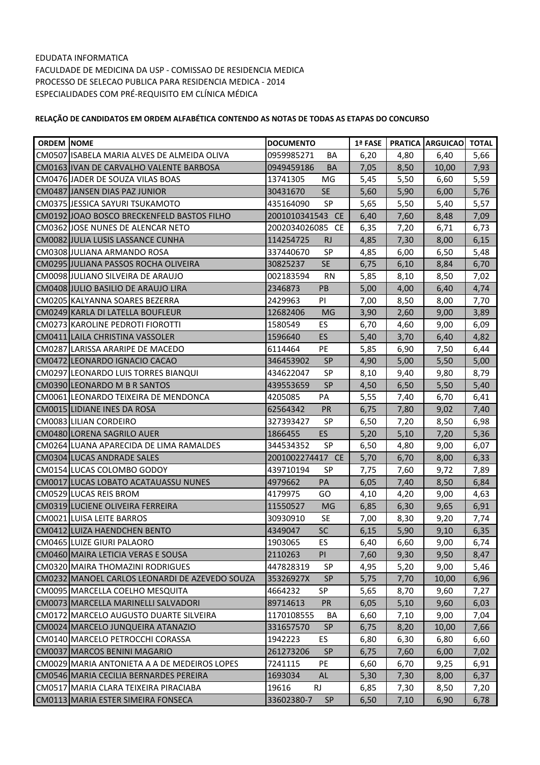EDUDATA INFORMATICA
FACULDADE DE MEDICINA DA USP - COMISSAO DE RESIDENCIA MEDICA
PROCESSO DE SELECAO PUBLICA PARA RESIDENCIA MEDICA - 2014
ESPECIALIDADES COM PRÉ-REQUISITO EM CLÍNICA MÉDICA

**RELAÇÃO DE CANDIDATOS EM ORDEM ALFABÉTICA CONTENDO AS NOTAS DE TODAS AS ETAPAS DO CONCURSO**

| ORDEM | NOME | DOCUMENTO | | 1ª FASE | PRATICA | ARGUICAO | TOTAL |
|---|---|---|---|---|---|---|---|
| CM0507 | ISABELA MARIA ALVES DE ALMEIDA OLIVA | 0959985271 | BA | 6,20 | 4,80 | 6,40 | 5,66 |
| CM0163 | IVAN DE CARVALHO VALENTE BARBOSA | 0949459186 | BA | 7,05 | 8,50 | 10,00 | 7,93 |
| CM0476 | JADER DE SOUZA VILAS BOAS | 13741305 | MG | 5,45 | 5,50 | 6,60 | 5,59 |
| CM0487 | JANSEN DIAS PAZ JUNIOR | 30431670 | SE | 5,60 | 5,90 | 6,00 | 5,76 |
| CM0375 | JESSICA SAYURI TSUKAMOTO | 435164090 | SP | 5,65 | 5,50 | 5,40 | 5,57 |
| CM0192 | JOAO BOSCO BRECKENFELD BASTOS FILHO | 2001010341543 | CE | 6,40 | 7,60 | 8,48 | 7,09 |
| CM0362 | JOSE NUNES DE ALENCAR NETO | 2002034026085 | CE | 6,35 | 7,20 | 6,71 | 6,73 |
| CM0082 | JULIA LUSIS LASSANCE CUNHA | 114254725 | RJ | 4,85 | 7,30 | 8,00 | 6,15 |
| CM0308 | JULIANA ARMANDO ROSA | 337440670 | SP | 4,85 | 6,00 | 6,50 | 5,48 |
| CM0295 | JULIANA PASSOS ROCHA OLIVEIRA | 30825237 | SE | 6,75 | 6,10 | 8,84 | 6,70 |
| CM0098 | JULIANO SILVEIRA DE ARAUJO | 002183594 | RN | 5,85 | 8,10 | 8,50 | 7,02 |
| CM0408 | JULIO BASILIO DE ARAUJO LIRA | 2346873 | PB | 5,00 | 4,00 | 6,40 | 4,74 |
| CM0205 | KALYANNA SOARES BEZERRA | 2429963 | PI | 7,00 | 8,50 | 8,00 | 7,70 |
| CM0249 | KARLA DI LATELLA BOUFLEUR | 12682406 | MG | 3,90 | 2,60 | 9,00 | 3,89 |
| CM0273 | KAROLINE PEDROTI FIOROTTI | 1580549 | ES | 6,70 | 4,60 | 9,00 | 6,09 |
| CM0411 | LAILA CHRISTINA VASSOLER | 1596640 | ES | 5,40 | 3,70 | 6,40 | 4,82 |
| CM0287 | LARISSA ARARIPE DE MACEDO | 6114464 | PE | 5,85 | 6,90 | 7,50 | 6,44 |
| CM0472 | LEONARDO IGNACIO CACAO | 346453902 | SP | 4,90 | 5,00 | 5,50 | 5,00 |
| CM0297 | LEONARDO LUIS TORRES BIANQUI | 434622047 | SP | 8,10 | 9,40 | 9,80 | 8,79 |
| CM0390 | LEONARDO M B R SANTOS | 439553659 | SP | 4,50 | 6,50 | 5,50 | 5,40 |
| CM0061 | LEONARDO TEIXEIRA DE MENDONCA | 4205085 | PA | 5,55 | 7,40 | 6,70 | 6,41 |
| CM0015 | LIDIANE INES DA ROSA | 62564342 | PR | 6,75 | 7,80 | 9,02 | 7,40 |
| CM0083 | LILIAN CORDEIRO | 327393427 | SP | 6,50 | 7,20 | 8,50 | 6,98 |
| CM0480 | LORENA SAGRILO AUER | 1866455 | ES | 5,20 | 5,10 | 7,20 | 5,36 |
| CM0264 | LUANA APARECIDA DE LIMA RAMALDES | 344534352 | SP | 6,50 | 4,80 | 9,00 | 6,07 |
| CM0304 | LUCAS ANDRADE SALES | 2001002274417 | CE | 5,70 | 6,70 | 8,00 | 6,33 |
| CM0154 | LUCAS COLOMBO GODOY | 439710194 | SP | 7,75 | 7,60 | 9,72 | 7,89 |
| CM0017 | LUCAS LOBATO ACATAUASSU NUNES | 4979662 | PA | 6,05 | 7,40 | 8,50 | 6,84 |
| CM0529 | LUCAS REIS BROM | 4179975 | GO | 4,10 | 4,20 | 9,00 | 4,63 |
| CM0319 | LUCIENE OLIVEIRA FERREIRA | 11550527 | MG | 6,85 | 6,30 | 9,65 | 6,91 |
| CM0021 | LUISA LEITE BARROS | 30930910 | SE | 7,00 | 8,30 | 9,20 | 7,74 |
| CM0412 | LUIZA HAENDCHEN BENTO | 4349047 | SC | 6,15 | 5,90 | 9,10 | 6,35 |
| CM0465 | LUIZE GIURI PALAORO | 1903065 | ES | 6,40 | 6,60 | 9,00 | 6,74 |
| CM0460 | MAIRA LETICIA VERAS E SOUSA | 2110263 | PI | 7,60 | 9,30 | 9,50 | 8,47 |
| CM0320 | MAIRA THOMAZINI RODRIGUES | 447828319 | SP | 4,95 | 5,20 | 9,00 | 5,46 |
| CM0232 | MANOEL CARLOS LEONARDI DE AZEVEDO SOUZA | 35326927X | SP | 5,75 | 7,70 | 10,00 | 6,96 |
| CM0095 | MARCELLA COELHO MESQUITA | 4664232 | SP | 5,65 | 8,70 | 9,60 | 7,27 |
| CM0073 | MARCELLA MARINELLI SALVADORI | 89714613 | PR | 6,05 | 5,10 | 9,60 | 6,03 |
| CM0172 | MARCELO AUGUSTO DUARTE SILVEIRA | 1170108555 | BA | 6,60 | 7,10 | 9,00 | 7,04 |
| CM0024 | MARCELO JUNQUEIRA ATANAZIO | 331657570 | SP | 6,75 | 8,20 | 10,00 | 7,66 |
| CM0140 | MARCELO PETROCCHI CORASSA | 1942223 | ES | 6,80 | 6,30 | 6,80 | 6,60 |
| CM0037 | MARCOS BENINI MAGARIO | 261273206 | SP | 6,75 | 7,60 | 6,00 | 7,02 |
| CM0029 | MARIA ANTONIETA A A DE MEDEIROS LOPES | 7241115 | PE | 6,60 | 6,70 | 9,25 | 6,91 |
| CM0546 | MARIA CECILIA BERNARDES PEREIRA | 1693034 | AL | 5,30 | 7,30 | 8,00 | 6,37 |
| CM0517 | MARIA CLARA TEIXEIRA PIRACIABA | 19616 | RJ | 6,85 | 7,30 | 8,50 | 7,20 |
| CM0113 | MARIA ESTER SIMEIRA FONSECA | 33602380-7 | SP | 6,50 | 7,10 | 6,90 | 6,78 |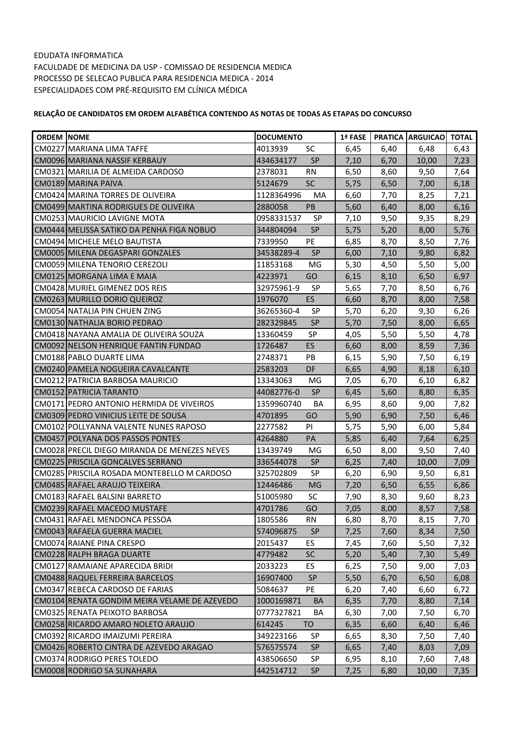EDUDATA INFORMATICA
FACULDADE DE MEDICINA DA USP - COMISSAO DE RESIDENCIA MEDICA
PROCESSO DE SELECAO PUBLICA PARA RESIDENCIA MEDICA - 2014
ESPECIALIDADES COM PRÉ-REQUISITO EM CLÍNICA MÉDICA

**RELAÇÃO DE CANDIDATOS EM ORDEM ALFABÉTICA CONTENDO AS NOTAS DE TODAS AS ETAPAS DO CONCURSO**

| ORDEM | NOME | DOCUMENTO | | 1ª FASE | PRATICA | ARGUICAO | TOTAL |
|---|---|---|---|---|---|---|---|
| CM0227 | MARIANA LIMA TAFFE | 4013939 | SC | 6,45 | 6,40 | 6,48 | 6,43 |
| CM0096 | MARIANA NASSIF KERBAUY | 434634177 | SP | 7,10 | 6,70 | 10,00 | 7,23 |
| CM0321 | MARILIA DE ALMEIDA CARDOSO | 2378031 | RN | 6,50 | 8,60 | 9,50 | 7,64 |
| CM0189 | MARINA PAIVA | 5124679 | SC | 5,75 | 6,50 | 7,00 | 6,18 |
| CM0424 | MARINA TORRES DE OLIVEIRA | 1128364996 | MA | 6,60 | 7,70 | 8,25 | 7,21 |
| CM0499 | MARTINA RODRIGUES DE OLIVEIRA | 2880058 | PB | 5,60 | 6,40 | 8,00 | 6,16 |
| CM0253 | MAURICIO LAVIGNE MOTA | 0958331537 | SP | 7,10 | 9,50 | 9,35 | 8,29 |
| CM0444 | MELISSA SATIKO DA PENHA FIGA NOBUO | 344804094 | SP | 5,75 | 5,20 | 8,00 | 5,76 |
| CM0494 | MICHELE MELO BAUTISTA | 7339950 | PE | 6,85 | 8,70 | 8,50 | 7,76 |
| CM0005 | MILENA DEGASPARI GONZALES | 34538289-4 | SP | 6,00 | 7,10 | 9,80 | 6,82 |
| CM0059 | MILENA TENORIO CEREZOLI | 11853168 | MG | 5,30 | 4,50 | 5,50 | 5,00 |
| CM0125 | MORGANA LIMA E MAIA | 4223971 | GO | 6,15 | 8,10 | 6,50 | 6,97 |
| CM0428 | MURIEL GIMENEZ DOS REIS | 32975961-9 | SP | 5,65 | 7,70 | 8,50 | 6,76 |
| CM0263 | MURILLO DORIO QUEIROZ | 1976070 | ES | 6,60 | 8,70 | 8,00 | 7,58 |
| CM0054 | NATALIA PIN CHUEN ZING | 36265360-4 | SP | 5,70 | 6,20 | 9,30 | 6,26 |
| CM0130 | NATHALIA BORIO PEDRAO | 282329845 | SP | 5,70 | 7,50 | 8,00 | 6,65 |
| CM0418 | NAYANA AMALIA DE OLIVEIRA SOUZA | 13360459 | SP | 4,05 | 5,50 | 5,50 | 4,78 |
| CM0092 | NELSON HENRIQUE FANTIN FUNDAO | 1726487 | ES | 6,60 | 8,00 | 8,59 | 7,36 |
| CM0188 | PABLO DUARTE LIMA | 2748371 | PB | 6,15 | 5,90 | 7,50 | 6,19 |
| CM0240 | PAMELA NOGUEIRA CAVALCANTE | 2583203 | DF | 6,65 | 4,90 | 8,18 | 6,10 |
| CM0212 | PATRICIA BARBOSA MAURICIO | 13343063 | MG | 7,05 | 6,70 | 6,10 | 6,82 |
| CM0152 | PATRICIA TARANTO | 44082776-0 | SP | 6,45 | 5,60 | 8,80 | 6,35 |
| CM0171 | PEDRO ANTONIO HERMIDA DE VIVEIROS | 1359960740 | BA | 6,95 | 8,60 | 9,00 | 7,82 |
| CM0309 | PEDRO VINICIUS LEITE DE SOUSA | 4701895 | GO | 5,90 | 6,90 | 7,50 | 6,46 |
| CM0102 | POLLYANNA VALENTE NUNES RAPOSO | 2277582 | PI | 5,75 | 5,90 | 6,00 | 5,84 |
| CM0457 | POLYANA DOS PASSOS PONTES | 4264880 | PA | 5,85 | 6,40 | 7,64 | 6,25 |
| CM0028 | PRECIL DIEGO MIRANDA DE MENEZES NEVES | 13439749 | MG | 6,50 | 8,00 | 9,50 | 7,40 |
| CM0225 | PRISCILA GONCALVES SERRANO | 336544078 | SP | 6,25 | 7,40 | 10,00 | 7,09 |
| CM0285 | PRISCILA ROSADA MONTEBELLO M CARDOSO | 325702809 | SP | 6,20 | 6,90 | 9,50 | 6,81 |
| CM0485 | RAFAEL ARAUJO TEIXEIRA | 12446486 | MG | 7,20 | 6,50 | 6,55 | 6,86 |
| CM0183 | RAFAEL BALSINI BARRETO | 51005980 | SC | 7,90 | 8,30 | 9,60 | 8,23 |
| CM0239 | RAFAEL MACEDO MUSTAFE | 4701786 | GO | 7,05 | 8,00 | 8,57 | 7,58 |
| CM0431 | RAFAEL MENDONCA PESSOA | 1805586 | RN | 6,80 | 8,70 | 8,15 | 7,70 |
| CM0043 | RAFAELA GUERRA MACIEL | 574096875 | SP | 7,25 | 7,60 | 8,34 | 7,50 |
| CM0074 | RAIANE PINA CRESPO | 2015437 | ES | 7,45 | 7,60 | 5,50 | 7,32 |
| CM0228 | RALPH BRAGA DUARTE | 4779482 | SC | 5,20 | 5,40 | 7,30 | 5,49 |
| CM0127 | RAMAIANE APARECIDA BRIDI | 2033223 | ES | 6,25 | 7,50 | 9,00 | 7,03 |
| CM0488 | RAQUEL FERREIRA BARCELOS | 16907400 | SP | 5,50 | 6,70 | 6,50 | 6,08 |
| CM0347 | REBECA CARDOSO DE FARIAS | 5084637 | PE | 6,20 | 7,40 | 6,60 | 6,72 |
| CM0104 | RENATA GONDIM MEIRA VELAME DE AZEVEDO | 1000169871 | BA | 6,35 | 7,70 | 8,80 | 7,14 |
| CM0325 | RENATA PEIXOTO BARBOSA | 0777327821 | BA | 6,30 | 7,00 | 7,50 | 6,70 |
| CM0258 | RICARDO AMARO NOLETO ARAUJO | 614245 | TO | 6,35 | 6,60 | 6,40 | 6,46 |
| CM0392 | RICARDO IMAIZUMI PEREIRA | 349223166 | SP | 6,65 | 8,30 | 7,50 | 7,40 |
| CM0426 | ROBERTO CINTRA DE AZEVEDO ARAGAO | 576575574 | SP | 6,65 | 7,40 | 8,03 | 7,09 |
| CM0374 | RODRIGO PERES TOLEDO | 438506650 | SP | 6,95 | 8,10 | 7,60 | 7,48 |
| CM0008 | RODRIGO SA SUNAHARA | 442514712 | SP | 7,25 | 6,80 | 10,00 | 7,35 |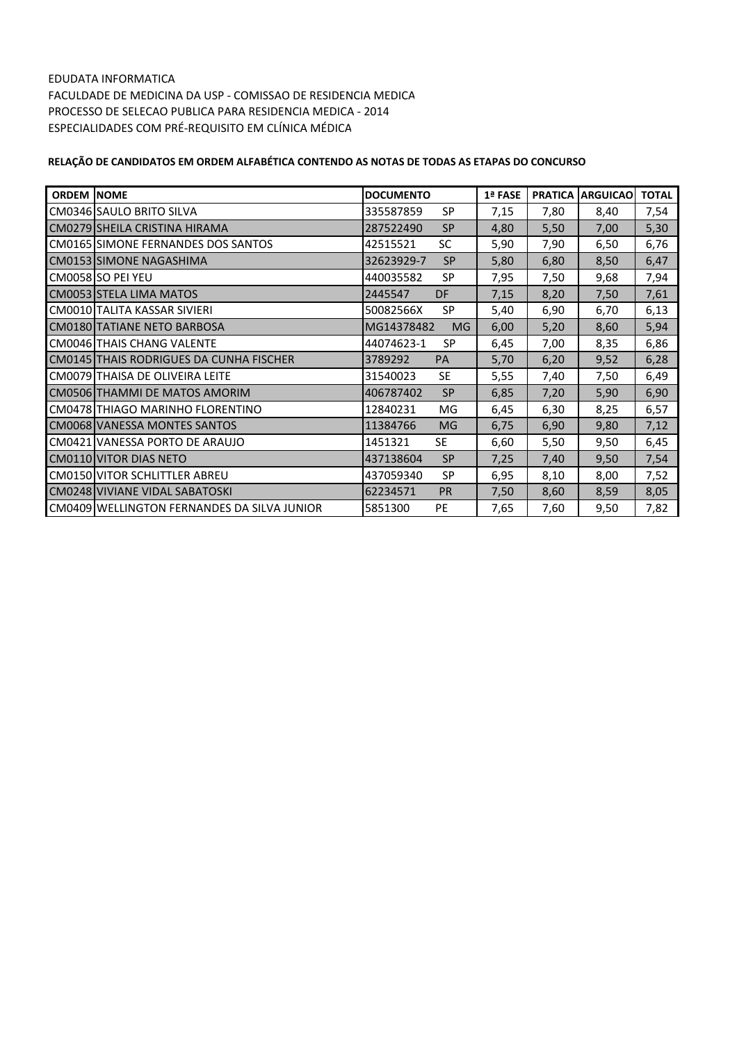EDUDATA INFORMATICA
FACULDADE DE MEDICINA DA USP - COMISSAO DE RESIDENCIA MEDICA
PROCESSO DE SELECAO PUBLICA PARA RESIDENCIA MEDICA - 2014
ESPECIALIDADES COM PRÉ-REQUISITO EM CLÍNICA MÉDICA

**RELAÇÃO DE CANDIDATOS EM ORDEM ALFABÉTICA CONTENDO AS NOTAS DE TODAS AS ETAPAS DO CONCURSO**

| ORDEM | NOME | DOCUMENTO | | 1ª FASE | PRATICA | ARGUICAO | TOTAL |
|---|---|---|---|---|---|---|---|
| CM0346 | SAULO BRITO SILVA | 335587859 | SP | 7,15 | 7,80 | 8,40 | 7,54 |
| CM0279 | SHEILA CRISTINA HIRAMA | 287522490 | SP | 4,80 | 5,50 | 7,00 | 5,30 |
| CM0165 | SIMONE FERNANDES DOS SANTOS | 42515521 | SC | 5,90 | 7,90 | 6,50 | 6,76 |
| CM0153 | SIMONE NAGASHIMA | 32623929-7 | SP | 5,80 | 6,80 | 8,50 | 6,47 |
| CM0058 | SO PEI YEU | 440035582 | SP | 7,95 | 7,50 | 9,68 | 7,94 |
| CM0053 | STELA LIMA MATOS | 2445547 | DF | 7,15 | 8,20 | 7,50 | 7,61 |
| CM0010 | TALITA KASSAR SIVIERI | 50082566X | SP | 5,40 | 6,90 | 6,70 | 6,13 |
| CM0180 | TATIANE NETO BARBOSA | MG14378482 | MG | 6,00 | 5,20 | 8,60 | 5,94 |
| CM0046 | THAIS CHANG VALENTE | 44074623-1 | SP | 6,45 | 7,00 | 8,35 | 6,86 |
| CM0145 | THAIS RODRIGUES DA CUNHA FISCHER | 3789292 | PA | 5,70 | 6,20 | 9,52 | 6,28 |
| CM0079 | THAISA DE OLIVEIRA LEITE | 31540023 | SE | 5,55 | 7,40 | 7,50 | 6,49 |
| CM0506 | THAMMI DE MATOS AMORIM | 406787402 | SP | 6,85 | 7,20 | 5,90 | 6,90 |
| CM0478 | THIAGO MARINHO FLORENTINO | 12840231 | MG | 6,45 | 6,30 | 8,25 | 6,57 |
| CM0068 | VANESSA MONTES SANTOS | 11384766 | MG | 6,75 | 6,90 | 9,80 | 7,12 |
| CM0421 | VANESSA PORTO DE ARAUJO | 1451321 | SE | 6,60 | 5,50 | 9,50 | 6,45 |
| CM0110 | VITOR DIAS NETO | 437138604 | SP | 7,25 | 7,40 | 9,50 | 7,54 |
| CM0150 | VITOR SCHLITTLER ABREU | 437059340 | SP | 6,95 | 8,10 | 8,00 | 7,52 |
| CM0248 | VIVIANE VIDAL SABATOSKI | 62234571 | PR | 7,50 | 8,60 | 8,59 | 8,05 |
| CM0409 | WELLINGTON FERNANDES DA SILVA JUNIOR | 5851300 | PE | 7,65 | 7,60 | 9,50 | 7,82 |